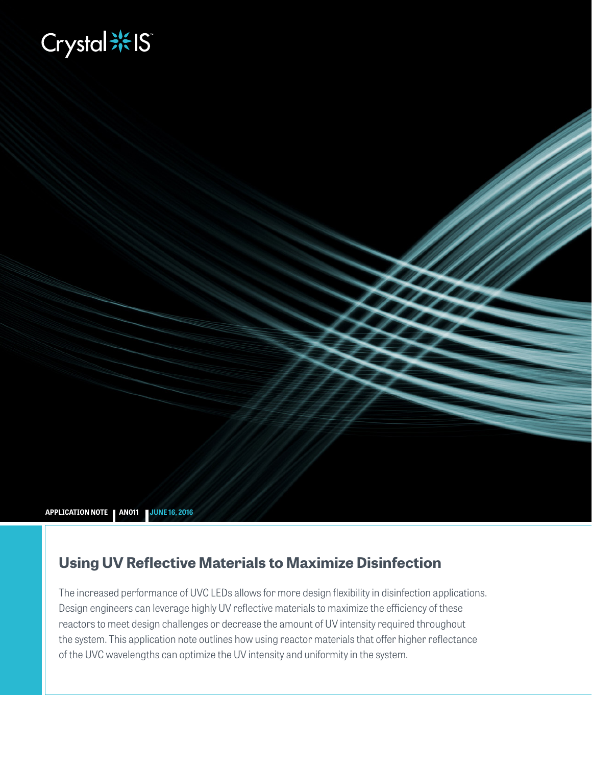Crystal IS

APPLICATION NOTE | AN011 | JUNE 16, 2016

# Using UV Reflective Materials to Maximize Disinfection

The increased performance of UVC LEDs allows for more design flexibility in disinfection applications. Design engineers can leverage highly UV reflective materials to maximize the efficiency of these reactors to meet design challenges or decrease the amount of UV intensity required throughout the system. This application note outlines how using reactor materials that offer higher reflectance of the UVC wavelengths can optimize the UV intensity and uniformity in the system.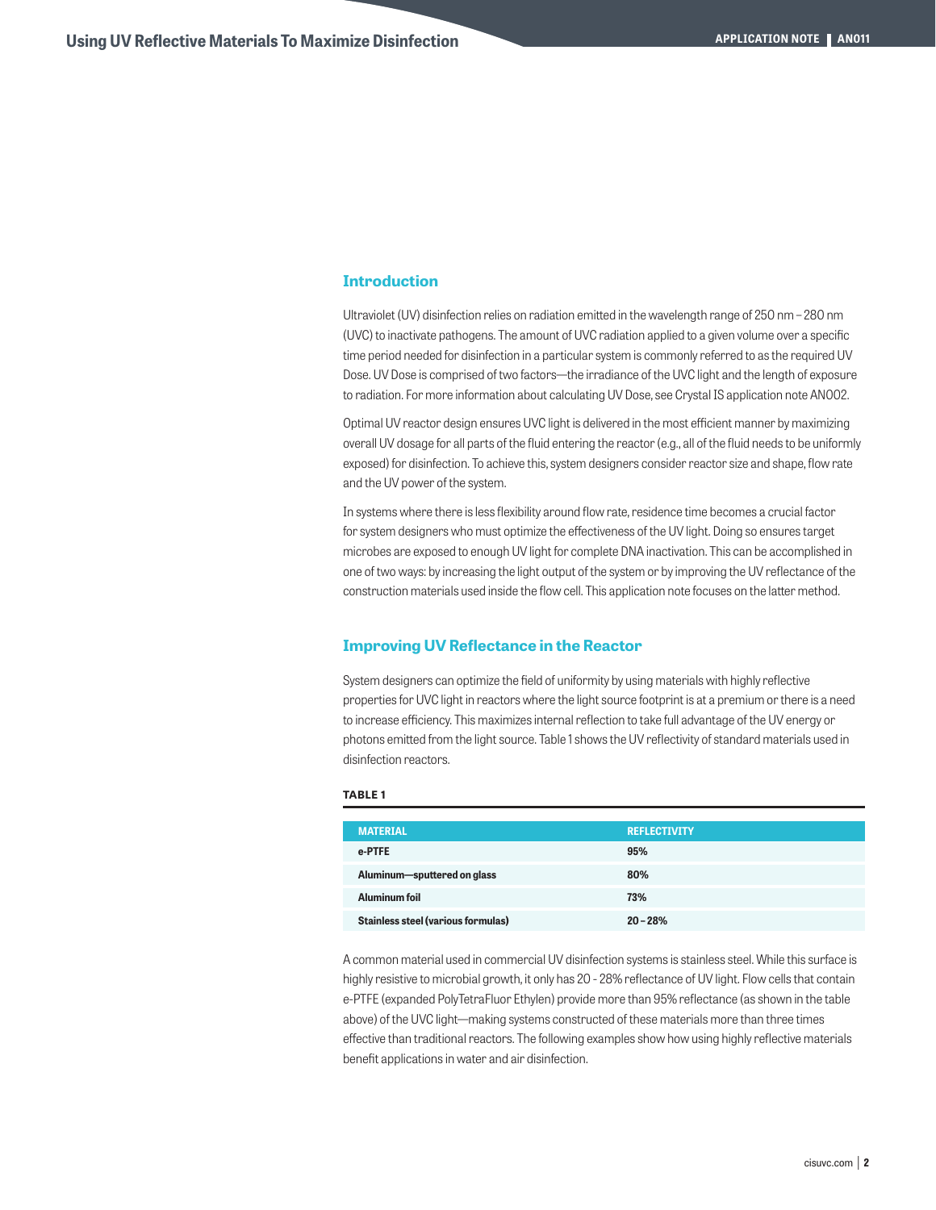## Introduction

Ultraviolet (UV) disinfection relies on radiation emitted in the wavelength range of 250 nm – 280 nm (UVC) to inactivate pathogens. The amount of UVC radiation applied to a given volume over a specific time period needed for disinfection in a particular system is commonly referred to as the required UV Dose. UV Dose is comprised of two factors—the irradiance of the UVC light and the length of exposure to radiation. For more information about calculating UV Dose, see Crystal IS application note AN002.

Optimal UV reactor design ensures UVC light is delivered in the most efficient manner by maximizing overall UV dosage for all parts of the fluid entering the reactor (e.g., all of the fluid needs to be uniformly exposed) for disinfection. To achieve this, system designers consider reactor size and shape, flow rate and the UV power of the system.

In systems where there is less flexibility around flow rate, residence time becomes a crucial factor for system designers who must optimize the effectiveness of the UV light. Doing so ensures target microbes are exposed to enough UV light for complete DNA inactivation. This can be accomplished in one of two ways: by increasing the light output of the system or by improving the UV reflectance of the construction materials used inside the flow cell. This application note focuses on the latter method.

## Improving UV Reflectance in the Reactor

System designers can optimize the field of uniformity by using materials with highly reflective properties for UVC light in reactors where the light source footprint is at a premium or there is a need to increase efficiency. This maximizes internal reflection to take full advantage of the UV energy or photons emitted from the light source. Table 1 shows the UV reflectivity of standard materials used in disinfection reactors.

**TABLE 1**

| MATERIAL | REFLECTIVITY |
|---|---|
| **e-PTFE** | **95%** |
| **Aluminum—sputtered on glass** | **80%** |
| **Aluminum foil** | **73%** |
| **Stainless steel (various formulas)** | **20 – 28%** |

A common material used in commercial UV disinfection systems is stainless steel. While this surface is highly resistive to microbial growth, it only has 20 - 28% reflectance of UV light. Flow cells that contain e-PTFE (expanded PolyTetraFluor Ethylen) provide more than 95% reflectance (as shown in the table above) of the UVC light—making systems constructed of these materials more than three times effective than traditional reactors. The following examples show how using highly reflective materials benefit applications in water and air disinfection.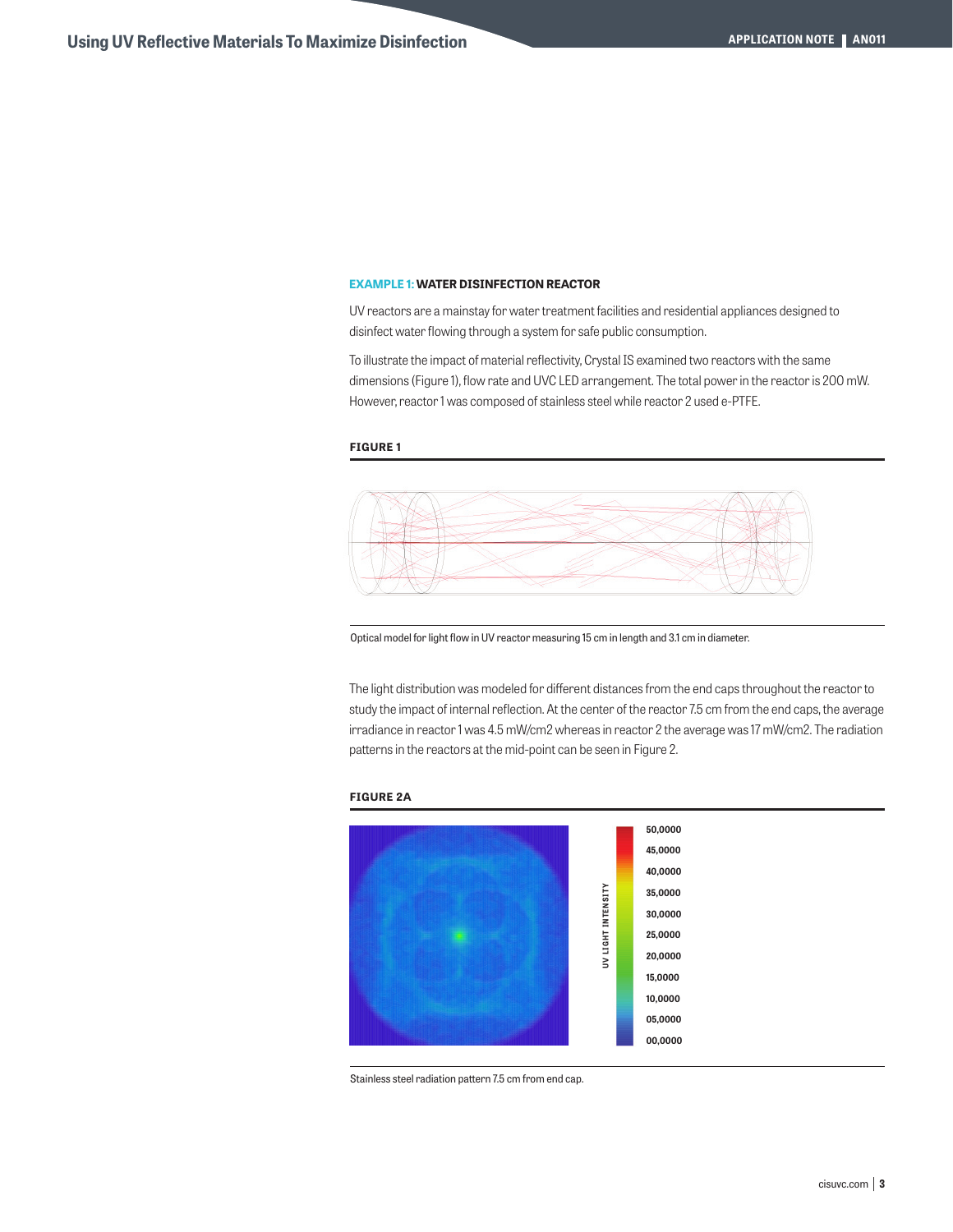**EXAMPLE 1: WATER DISINFECTION REACTOR**

UV reactors are a mainstay for water treatment facilities and residential appliances designed to disinfect water flowing through a system for safe public consumption.

To illustrate the impact of material reflectivity, Crystal IS examined two reactors with the same dimensions (Figure 1), flow rate and UVC LED arrangement. The total power in the reactor is 200 mW. However, reactor 1 was composed of stainless steel while reactor 2 used e-PTFE.

**FIGURE 1**

Optical model for light flow in UV reactor measuring 15 cm in length and 3.1 cm in diameter.

The light distribution was modeled for different distances from the end caps throughout the reactor to study the impact of internal reflection. At the center of the reactor 7.5 cm from the end caps, the average irradiance in reactor 1 was 4.5 mW/cm2 whereas in reactor 2 the average was 17 mW/cm2. The radiation patterns in the reactors at the mid-point can be seen in Figure 2.

**FIGURE 2A**

Stainless steel radiation pattern 7.5 cm from end cap.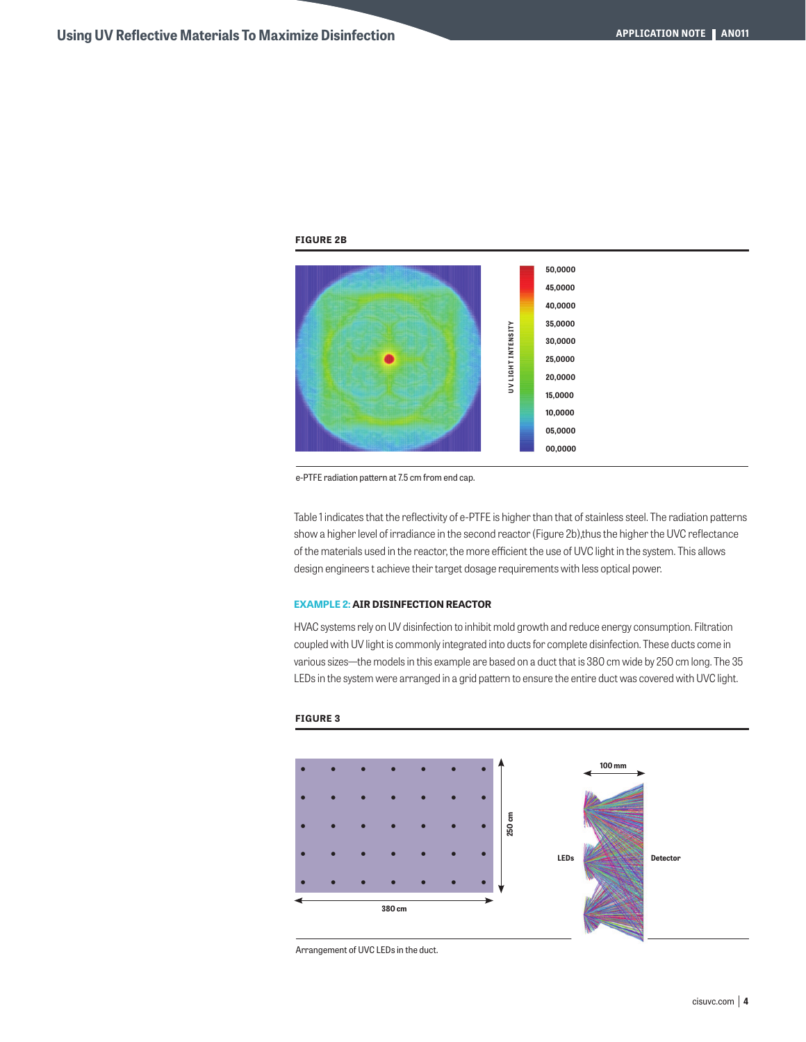**FIGURE 2B**

e-PTFE radiation pattern at 7.5 cm from end cap.

Table 1 indicates that the reflectivity of e-PTFE is higher than that of stainless steel. The radiation patterns show a higher level of irradiance in the second reactor (Figure 2b),thus the higher the UVC reflectance of the materials used in the reactor, the more efficient the use of UVC light in the system. This allows design engineers t achieve their target dosage requirements with less optical power.

### EXAMPLE 2: AIR DISINFECTION REACTOR

HVAC systems rely on UV disinfection to inhibit mold growth and reduce energy consumption. Filtration coupled with UV light is commonly integrated into ducts for complete disinfection. These ducts come in various sizes—the models in this example are based on a duct that is 380 cm wide by 250 cm long. The 35 LEDs in the system were arranged in a grid pattern to ensure the entire duct was covered with UVC light.

**FIGURE 3**

Arrangement of UVC LEDs in the duct.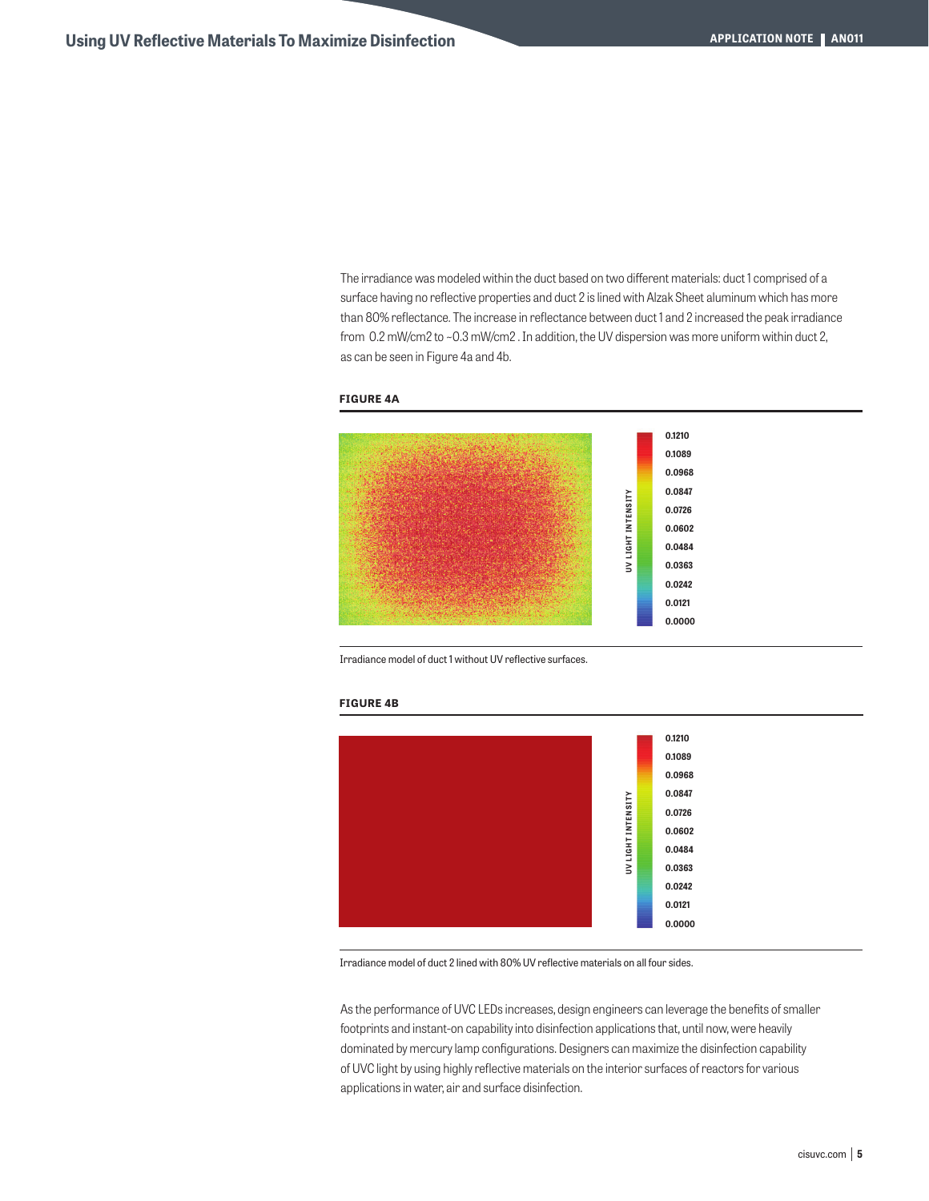The irradiance was modeled within the duct based on two different materials: duct 1 comprised of a surface having no reflective properties and duct 2 is lined with Alzak Sheet aluminum which has more than 80% reflectance. The increase in reflectance between duct 1 and 2 increased the peak irradiance from 0.2 mW/cm2 to ~0.3 mW/cm2 . In addition, the UV dispersion was more uniform within duct 2, as can be seen in Figure 4a and 4b.

**FIGURE 4A**

Irradiance model of duct 1 without UV reflective surfaces.

**FIGURE 4B**

Irradiance model of duct 2 lined with 80% UV reflective materials on all four sides.

As the performance of UVC LEDs increases, design engineers can leverage the benefits of smaller footprints and instant-on capability into disinfection applications that, until now, were heavily dominated by mercury lamp configurations. Designers can maximize the disinfection capability of UVC light by using highly reflective materials on the interior surfaces of reactors for various applications in water, air and surface disinfection.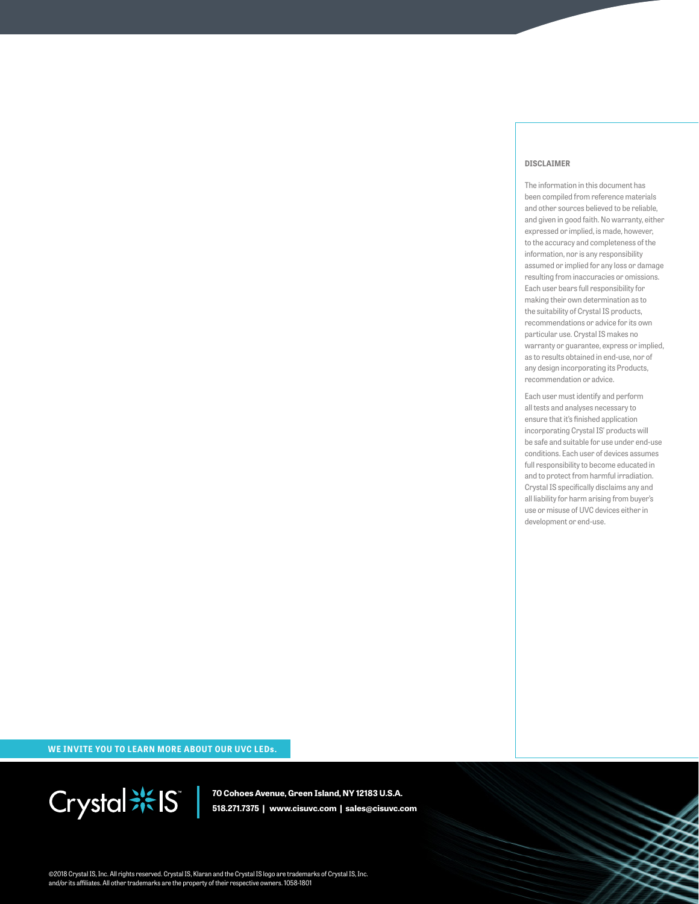### DISCLAIMER

The information in this document has been compiled from reference materials and other sources believed to be reliable, and given in good faith. No warranty, either expressed or implied, is made, however, to the accuracy and completeness of the information, nor is any responsibility assumed or implied for any loss or damage resulting from inaccuracies or omissions. Each user bears full responsibility for making their own determination as to the suitability of Crystal IS products, recommendations or advice for its own particular use. Crystal IS makes no warranty or guarantee, express or implied, as to results obtained in end-use, nor of any design incorporating its Products, recommendation or advice.

Each user must identify and perform all tests and analyses necessary to ensure that it's finished application incorporating Crystal IS' products will be safe and suitable for use under end-use conditions. Each user of devices assumes full responsibility to become educated in and to protect from harmful irradiation. Crystal IS specifically disclaims any and all liability for harm arising from buyer's use or misuse of UVC devices either in development or end-use.

**WE INVITE YOU TO LEARN MORE ABOUT OUR UVC LEDs.**

Crystal IS™

**70 Cohoes Avenue, Green Island, NY 12183 U.S.A.**

**518.271.7375 | www.cisuvc.com | sales@cisuvc.com**

©2018 Crystal IS, Inc. All rights reserved. Crystal IS, Klaran and the Crystal IS logo are trademarks of Crystal IS, Inc. and/or its affiliates. All other trademarks are the property of their respective owners. 1058-1801